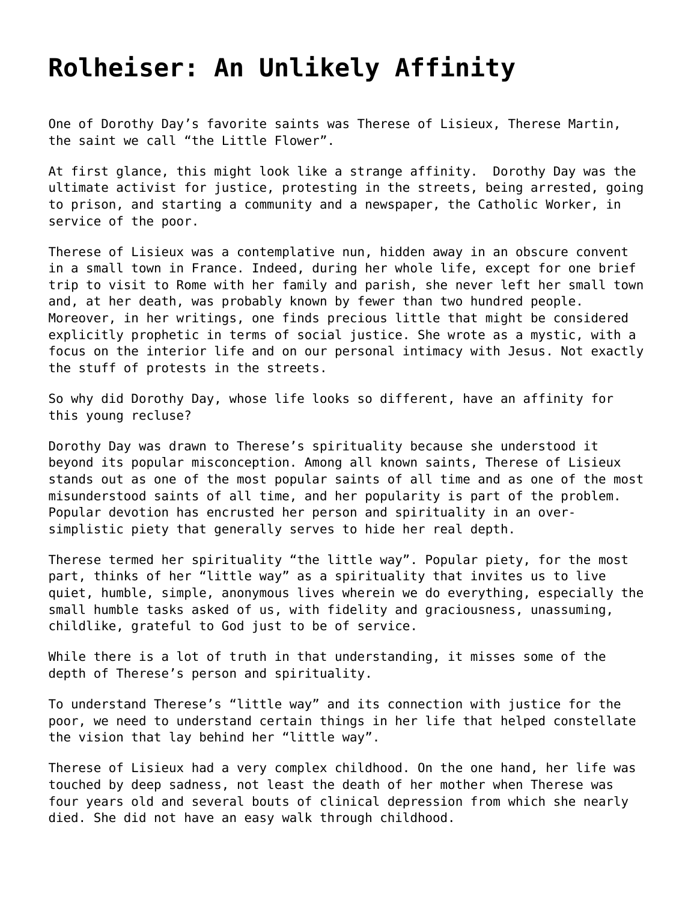# Rolheiser: An Unlikely Affinity

One of Dorothy Day's favorite saints was Therese of Lisieux, Therese Martin, the saint we call "the Little Flower".

At first glance, this might look like a strange affinity. Dorothy Day was the ultimate activist for justice, protesting in the streets, being arrested, going to prison, and starting a community and a newspaper, the Catholic Worker, in service of the poor.

Therese of Lisieux was a contemplative nun, hidden away in an obscure convent in a small town in France. Indeed, during her whole life, except for one brief trip to visit to Rome with her family and parish, she never left her small town and, at her death, was probably known by fewer than two hundred people. Moreover, in her writings, one finds precious little that might be considered explicitly prophetic in terms of social justice. She wrote as a mystic, with a focus on the interior life and on our personal intimacy with Jesus. Not exactly the stuff of protests in the streets.

So why did Dorothy Day, whose life looks so different, have an affinity for this young recluse?

Dorothy Day was drawn to Therese's spirituality because she understood it beyond its popular misconception. Among all known saints, Therese of Lisieux stands out as one of the most popular saints of all time and as one of the most misunderstood saints of all time, and her popularity is part of the problem. Popular devotion has encrusted her person and spirituality in an over-simplistic piety that generally serves to hide her real depth.

Therese termed her spirituality "the little way". Popular piety, for the most part, thinks of her "little way" as a spirituality that invites us to live quiet, humble, simple, anonymous lives wherein we do everything, especially the small humble tasks asked of us, with fidelity and graciousness, unassuming, childlike, grateful to God just to be of service.

While there is a lot of truth in that understanding, it misses some of the depth of Therese's person and spirituality.

To understand Therese's "little way" and its connection with justice for the poor, we need to understand certain things in her life that helped constellate the vision that lay behind her "little way".

Therese of Lisieux had a very complex childhood. On the one hand, her life was touched by deep sadness, not least the death of her mother when Therese was four years old and several bouts of clinical depression from which she nearly died. She did not have an easy walk through childhood.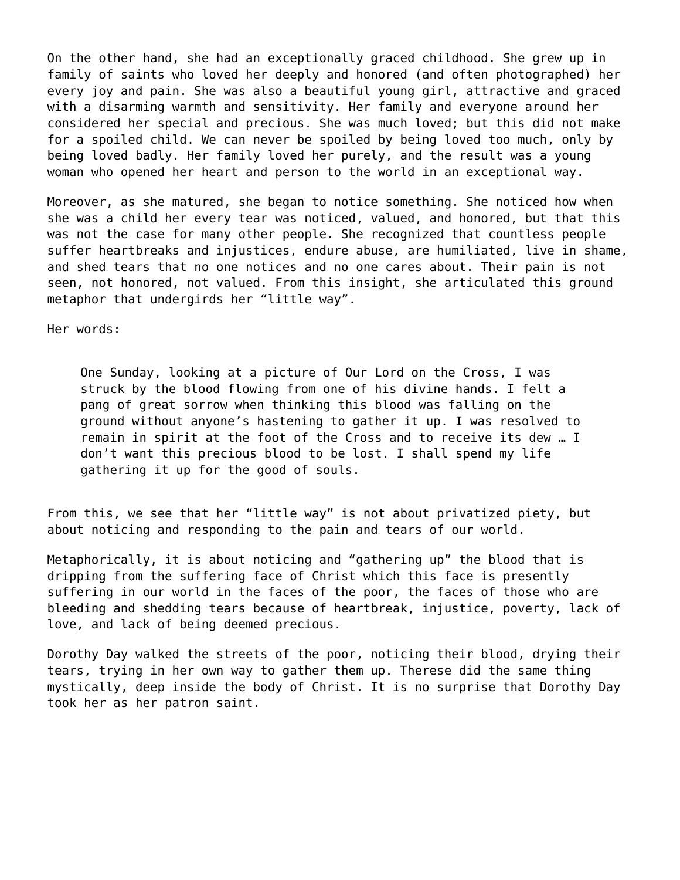On the other hand, she had an exceptionally graced childhood. She grew up in family of saints who loved her deeply and honored (and often photographed) her every joy and pain. She was also a beautiful young girl, attractive and graced with a disarming warmth and sensitivity. Her family and everyone around her considered her special and precious. She was much loved; but this did not make for a spoiled child. We can never be spoiled by being loved too much, only by being loved badly. Her family loved her purely, and the result was a young woman who opened her heart and person to the world in an exceptional way.

Moreover, as she matured, she began to notice something. She noticed how when she was a child her every tear was noticed, valued, and honored, but that this was not the case for many other people. She recognized that countless people suffer heartbreaks and injustices, endure abuse, are humiliated, live in shame, and shed tears that no one notices and no one cares about. Their pain is not seen, not honored, not valued. From this insight, she articulated this ground metaphor that undergirds her "little way".

Her words:

> One Sunday, looking at a picture of Our Lord on the Cross, I was struck by the blood flowing from one of his divine hands. I felt a pang of great sorrow when thinking this blood was falling on the ground without anyone's hastening to gather it up. I was resolved to remain in spirit at the foot of the Cross and to receive its dew … I don't want this precious blood to be lost. I shall spend my life gathering it up for the good of souls.

From this, we see that her "little way" is not about privatized piety, but about noticing and responding to the pain and tears of our world.

Metaphorically, it is about noticing and "gathering up" the blood that is dripping from the suffering face of Christ which this face is presently suffering in our world in the faces of the poor, the faces of those who are bleeding and shedding tears because of heartbreak, injustice, poverty, lack of love, and lack of being deemed precious.

Dorothy Day walked the streets of the poor, noticing their blood, drying their tears, trying in her own way to gather them up. Therese did the same thing mystically, deep inside the body of Christ. It is no surprise that Dorothy Day took her as her patron saint.